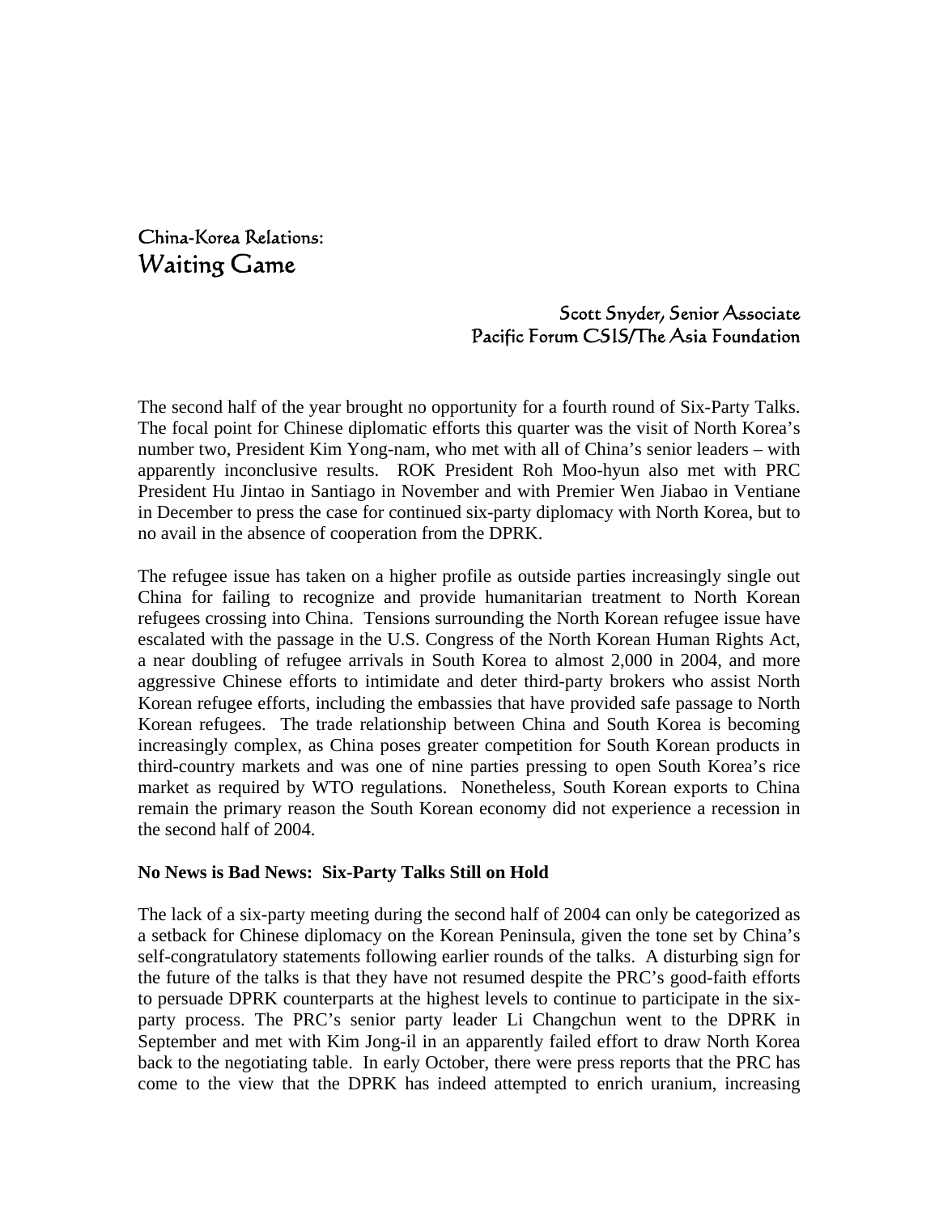# China-Korea Relations:
## Waiting Game

Scott Snyder, Senior Associate
Pacific Forum CSIS/The Asia Foundation

The second half of the year brought no opportunity for a fourth round of Six-Party Talks. The focal point for Chinese diplomatic efforts this quarter was the visit of North Korea's number two, President Kim Yong-nam, who met with all of China's senior leaders – with apparently inconclusive results. ROK President Roh Moo-hyun also met with PRC President Hu Jintao in Santiago in November and with Premier Wen Jiabao in Ventiane in December to press the case for continued six-party diplomacy with North Korea, but to no avail in the absence of cooperation from the DPRK.

The refugee issue has taken on a higher profile as outside parties increasingly single out China for failing to recognize and provide humanitarian treatment to North Korean refugees crossing into China. Tensions surrounding the North Korean refugee issue have escalated with the passage in the U.S. Congress of the North Korean Human Rights Act, a near doubling of refugee arrivals in South Korea to almost 2,000 in 2004, and more aggressive Chinese efforts to intimidate and deter third-party brokers who assist North Korean refugee efforts, including the embassies that have provided safe passage to North Korean refugees. The trade relationship between China and South Korea is becoming increasingly complex, as China poses greater competition for South Korean products in third-country markets and was one of nine parties pressing to open South Korea's rice market as required by WTO regulations. Nonetheless, South Korean exports to China remain the primary reason the South Korean economy did not experience a recession in the second half of 2004.

**No News is Bad News: Six-Party Talks Still on Hold**

The lack of a six-party meeting during the second half of 2004 can only be categorized as a setback for Chinese diplomacy on the Korean Peninsula, given the tone set by China's self-congratulatory statements following earlier rounds of the talks. A disturbing sign for the future of the talks is that they have not resumed despite the PRC's good-faith efforts to persuade DPRK counterparts at the highest levels to continue to participate in the six-party process. The PRC's senior party leader Li Changchun went to the DPRK in September and met with Kim Jong-il in an apparently failed effort to draw North Korea back to the negotiating table. In early October, there were press reports that the PRC has come to the view that the DPRK has indeed attempted to enrich uranium, increasing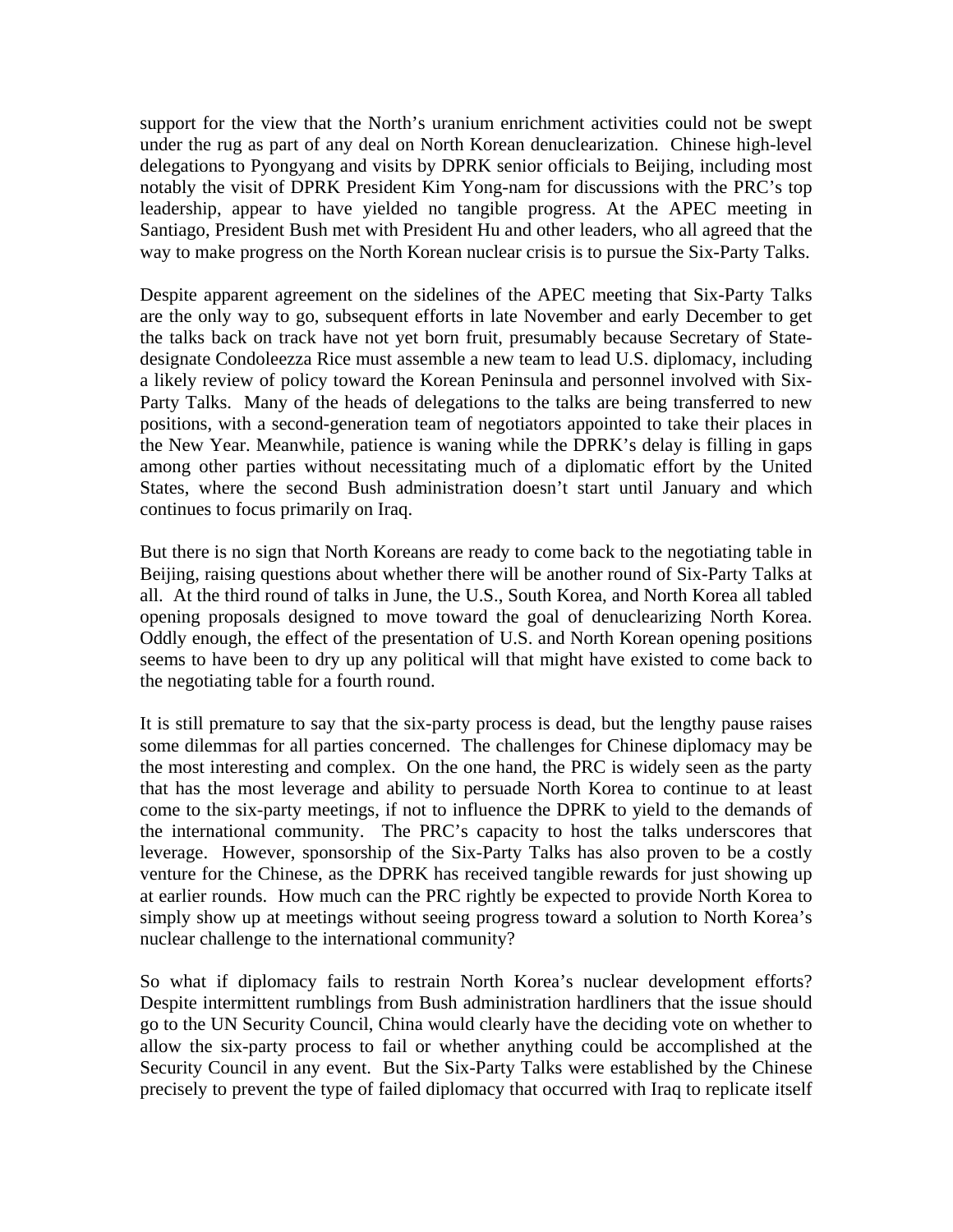support for the view that the North's uranium enrichment activities could not be swept under the rug as part of any deal on North Korean denuclearization. Chinese high-level delegations to Pyongyang and visits by DPRK senior officials to Beijing, including most notably the visit of DPRK President Kim Yong-nam for discussions with the PRC's top leadership, appear to have yielded no tangible progress. At the APEC meeting in Santiago, President Bush met with President Hu and other leaders, who all agreed that the way to make progress on the North Korean nuclear crisis is to pursue the Six-Party Talks.

Despite apparent agreement on the sidelines of the APEC meeting that Six-Party Talks are the only way to go, subsequent efforts in late November and early December to get the talks back on track have not yet born fruit, presumably because Secretary of State-designate Condoleezza Rice must assemble a new team to lead U.S. diplomacy, including a likely review of policy toward the Korean Peninsula and personnel involved with Six-Party Talks. Many of the heads of delegations to the talks are being transferred to new positions, with a second-generation team of negotiators appointed to take their places in the New Year. Meanwhile, patience is waning while the DPRK's delay is filling in gaps among other parties without necessitating much of a diplomatic effort by the United States, where the second Bush administration doesn't start until January and which continues to focus primarily on Iraq.

But there is no sign that North Koreans are ready to come back to the negotiating table in Beijing, raising questions about whether there will be another round of Six-Party Talks at all. At the third round of talks in June, the U.S., South Korea, and North Korea all tabled opening proposals designed to move toward the goal of denuclearizing North Korea. Oddly enough, the effect of the presentation of U.S. and North Korean opening positions seems to have been to dry up any political will that might have existed to come back to the negotiating table for a fourth round.

It is still premature to say that the six-party process is dead, but the lengthy pause raises some dilemmas for all parties concerned. The challenges for Chinese diplomacy may be the most interesting and complex. On the one hand, the PRC is widely seen as the party that has the most leverage and ability to persuade North Korea to continue to at least come to the six-party meetings, if not to influence the DPRK to yield to the demands of the international community. The PRC's capacity to host the talks underscores that leverage. However, sponsorship of the Six-Party Talks has also proven to be a costly venture for the Chinese, as the DPRK has received tangible rewards for just showing up at earlier rounds. How much can the PRC rightly be expected to provide North Korea to simply show up at meetings without seeing progress toward a solution to North Korea's nuclear challenge to the international community?

So what if diplomacy fails to restrain North Korea's nuclear development efforts? Despite intermittent rumblings from Bush administration hardliners that the issue should go to the UN Security Council, China would clearly have the deciding vote on whether to allow the six-party process to fail or whether anything could be accomplished at the Security Council in any event. But the Six-Party Talks were established by the Chinese precisely to prevent the type of failed diplomacy that occurred with Iraq to replicate itself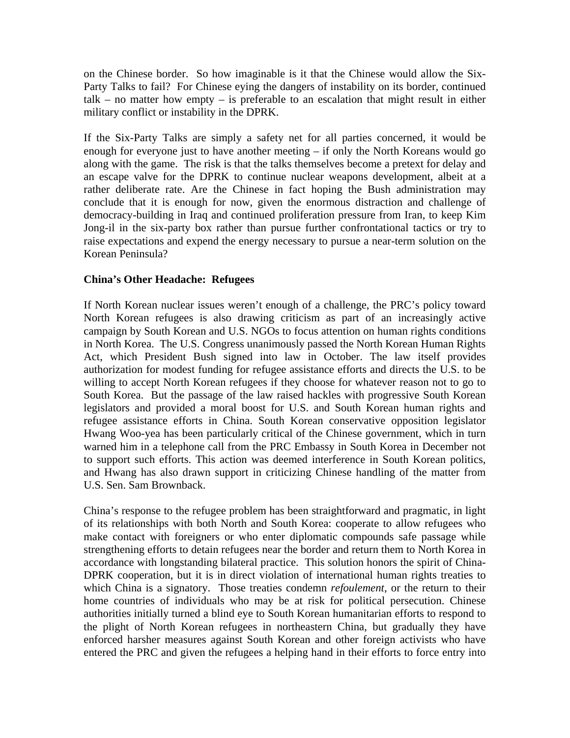on the Chinese border. So how imaginable is it that the Chinese would allow the Six-Party Talks to fail? For Chinese eying the dangers of instability on its border, continued talk – no matter how empty – is preferable to an escalation that might result in either military conflict or instability in the DPRK.

If the Six-Party Talks are simply a safety net for all parties concerned, it would be enough for everyone just to have another meeting – if only the North Koreans would go along with the game. The risk is that the talks themselves become a pretext for delay and an escape valve for the DPRK to continue nuclear weapons development, albeit at a rather deliberate rate. Are the Chinese in fact hoping the Bush administration may conclude that it is enough for now, given the enormous distraction and challenge of democracy-building in Iraq and continued proliferation pressure from Iran, to keep Kim Jong-il in the six-party box rather than pursue further confrontational tactics or try to raise expectations and expend the energy necessary to pursue a near-term solution on the Korean Peninsula?

**China's Other Headache: Refugees**

If North Korean nuclear issues weren't enough of a challenge, the PRC's policy toward North Korean refugees is also drawing criticism as part of an increasingly active campaign by South Korean and U.S. NGOs to focus attention on human rights conditions in North Korea. The U.S. Congress unanimously passed the North Korean Human Rights Act, which President Bush signed into law in October. The law itself provides authorization for modest funding for refugee assistance efforts and directs the U.S. to be willing to accept North Korean refugees if they choose for whatever reason not to go to South Korea. But the passage of the law raised hackles with progressive South Korean legislators and provided a moral boost for U.S. and South Korean human rights and refugee assistance efforts in China. South Korean conservative opposition legislator Hwang Woo-yea has been particularly critical of the Chinese government, which in turn warned him in a telephone call from the PRC Embassy in South Korea in December not to support such efforts. This action was deemed interference in South Korean politics, and Hwang has also drawn support in criticizing Chinese handling of the matter from U.S. Sen. Sam Brownback.

China's response to the refugee problem has been straightforward and pragmatic, in light of its relationships with both North and South Korea: cooperate to allow refugees who make contact with foreigners or who enter diplomatic compounds safe passage while strengthening efforts to detain refugees near the border and return them to North Korea in accordance with longstanding bilateral practice. This solution honors the spirit of China-DPRK cooperation, but it is in direct violation of international human rights treaties to which China is a signatory. Those treaties condemn *refoulement*, or the return to their home countries of individuals who may be at risk for political persecution. Chinese authorities initially turned a blind eye to South Korean humanitarian efforts to respond to the plight of North Korean refugees in northeastern China, but gradually they have enforced harsher measures against South Korean and other foreign activists who have entered the PRC and given the refugees a helping hand in their efforts to force entry into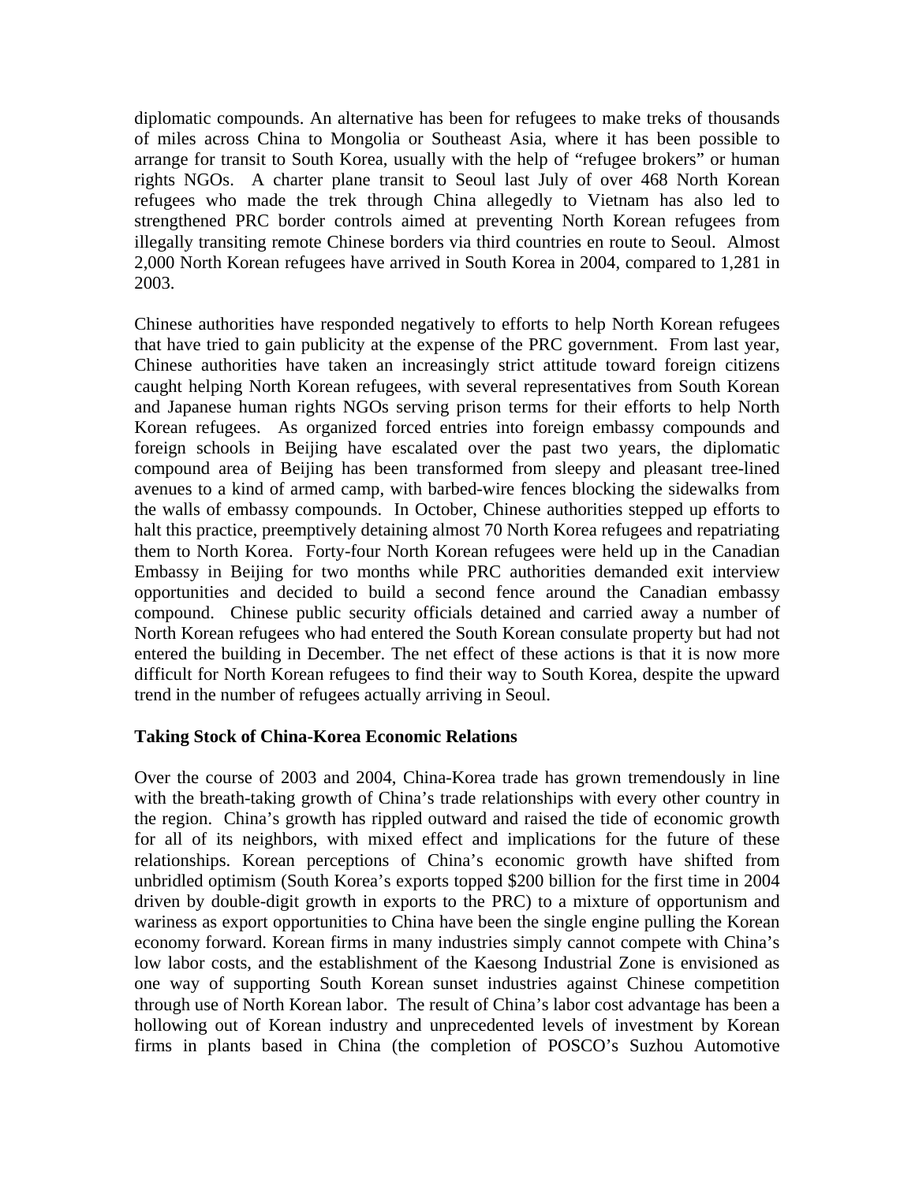diplomatic compounds. An alternative has been for refugees to make treks of thousands of miles across China to Mongolia or Southeast Asia, where it has been possible to arrange for transit to South Korea, usually with the help of "refugee brokers" or human rights NGOs. A charter plane transit to Seoul last July of over 468 North Korean refugees who made the trek through China allegedly to Vietnam has also led to strengthened PRC border controls aimed at preventing North Korean refugees from illegally transiting remote Chinese borders via third countries en route to Seoul. Almost 2,000 North Korean refugees have arrived in South Korea in 2004, compared to 1,281 in 2003.

Chinese authorities have responded negatively to efforts to help North Korean refugees that have tried to gain publicity at the expense of the PRC government. From last year, Chinese authorities have taken an increasingly strict attitude toward foreign citizens caught helping North Korean refugees, with several representatives from South Korean and Japanese human rights NGOs serving prison terms for their efforts to help North Korean refugees. As organized forced entries into foreign embassy compounds and foreign schools in Beijing have escalated over the past two years, the diplomatic compound area of Beijing has been transformed from sleepy and pleasant tree-lined avenues to a kind of armed camp, with barbed-wire fences blocking the sidewalks from the walls of embassy compounds. In October, Chinese authorities stepped up efforts to halt this practice, preemptively detaining almost 70 North Korea refugees and repatriating them to North Korea. Forty-four North Korean refugees were held up in the Canadian Embassy in Beijing for two months while PRC authorities demanded exit interview opportunities and decided to build a second fence around the Canadian embassy compound. Chinese public security officials detained and carried away a number of North Korean refugees who had entered the South Korean consulate property but had not entered the building in December. The net effect of these actions is that it is now more difficult for North Korean refugees to find their way to South Korea, despite the upward trend in the number of refugees actually arriving in Seoul.

**Taking Stock of China-Korea Economic Relations**

Over the course of 2003 and 2004, China-Korea trade has grown tremendously in line with the breath-taking growth of China's trade relationships with every other country in the region. China's growth has rippled outward and raised the tide of economic growth for all of its neighbors, with mixed effect and implications for the future of these relationships. Korean perceptions of China's economic growth have shifted from unbridled optimism (South Korea's exports topped \$200 billion for the first time in 2004 driven by double-digit growth in exports to the PRC) to a mixture of opportunism and wariness as export opportunities to China have been the single engine pulling the Korean economy forward. Korean firms in many industries simply cannot compete with China's low labor costs, and the establishment of the Kaesong Industrial Zone is envisioned as one way of supporting South Korean sunset industries against Chinese competition through use of North Korean labor. The result of China's labor cost advantage has been a hollowing out of Korean industry and unprecedented levels of investment by Korean firms in plants based in China (the completion of POSCO's Suzhou Automotive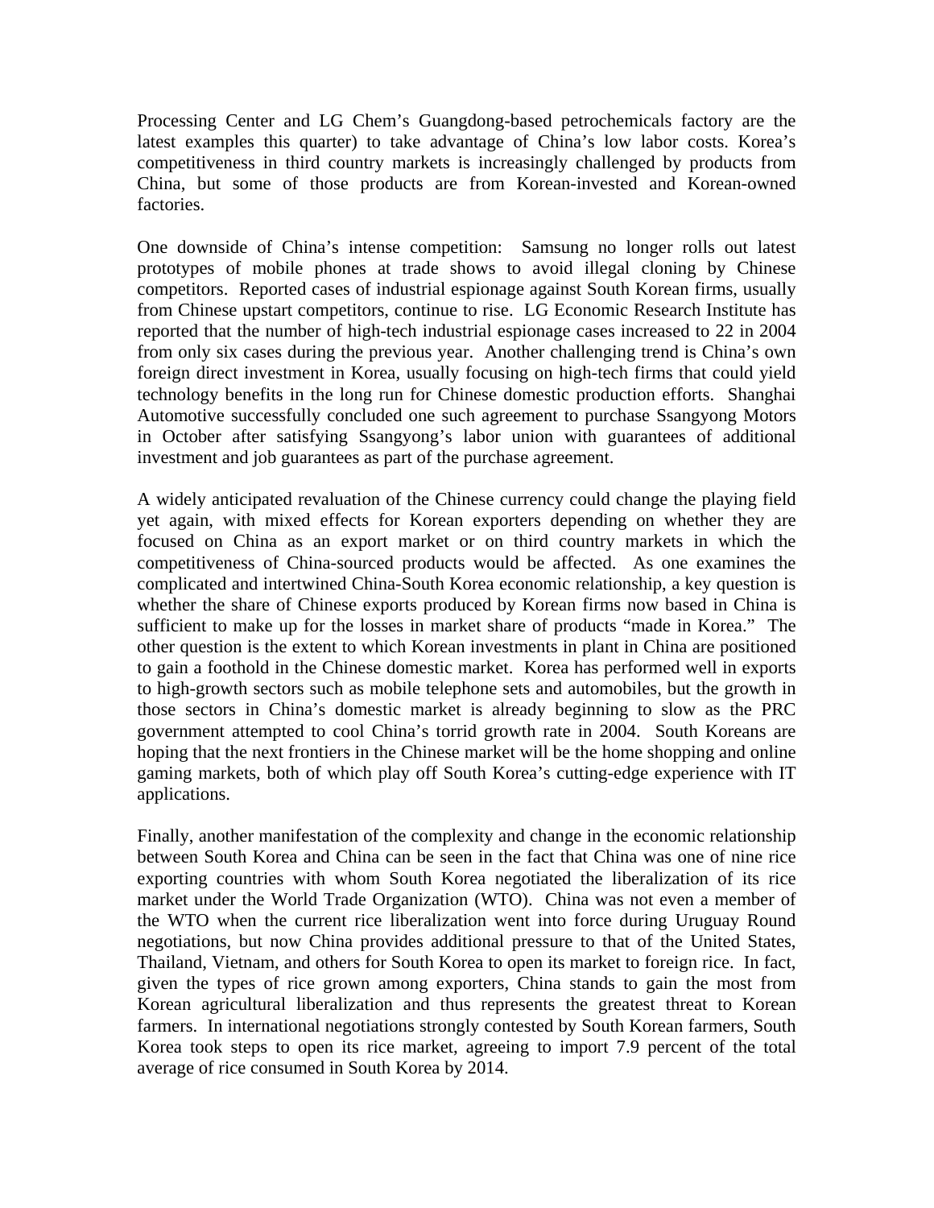Processing Center and LG Chem's Guangdong-based petrochemicals factory are the latest examples this quarter) to take advantage of China's low labor costs. Korea's competitiveness in third country markets is increasingly challenged by products from China, but some of those products are from Korean-invested and Korean-owned factories.

One downside of China's intense competition: Samsung no longer rolls out latest prototypes of mobile phones at trade shows to avoid illegal cloning by Chinese competitors. Reported cases of industrial espionage against South Korean firms, usually from Chinese upstart competitors, continue to rise. LG Economic Research Institute has reported that the number of high-tech industrial espionage cases increased to 22 in 2004 from only six cases during the previous year. Another challenging trend is China's own foreign direct investment in Korea, usually focusing on high-tech firms that could yield technology benefits in the long run for Chinese domestic production efforts. Shanghai Automotive successfully concluded one such agreement to purchase Ssangyong Motors in October after satisfying Ssangyong's labor union with guarantees of additional investment and job guarantees as part of the purchase agreement.

A widely anticipated revaluation of the Chinese currency could change the playing field yet again, with mixed effects for Korean exporters depending on whether they are focused on China as an export market or on third country markets in which the competitiveness of China-sourced products would be affected. As one examines the complicated and intertwined China-South Korea economic relationship, a key question is whether the share of Chinese exports produced by Korean firms now based in China is sufficient to make up for the losses in market share of products "made in Korea." The other question is the extent to which Korean investments in plant in China are positioned to gain a foothold in the Chinese domestic market. Korea has performed well in exports to high-growth sectors such as mobile telephone sets and automobiles, but the growth in those sectors in China's domestic market is already beginning to slow as the PRC government attempted to cool China's torrid growth rate in 2004. South Koreans are hoping that the next frontiers in the Chinese market will be the home shopping and online gaming markets, both of which play off South Korea's cutting-edge experience with IT applications.

Finally, another manifestation of the complexity and change in the economic relationship between South Korea and China can be seen in the fact that China was one of nine rice exporting countries with whom South Korea negotiated the liberalization of its rice market under the World Trade Organization (WTO). China was not even a member of the WTO when the current rice liberalization went into force during Uruguay Round negotiations, but now China provides additional pressure to that of the United States, Thailand, Vietnam, and others for South Korea to open its market to foreign rice. In fact, given the types of rice grown among exporters, China stands to gain the most from Korean agricultural liberalization and thus represents the greatest threat to Korean farmers. In international negotiations strongly contested by South Korean farmers, South Korea took steps to open its rice market, agreeing to import 7.9 percent of the total average of rice consumed in South Korea by 2014.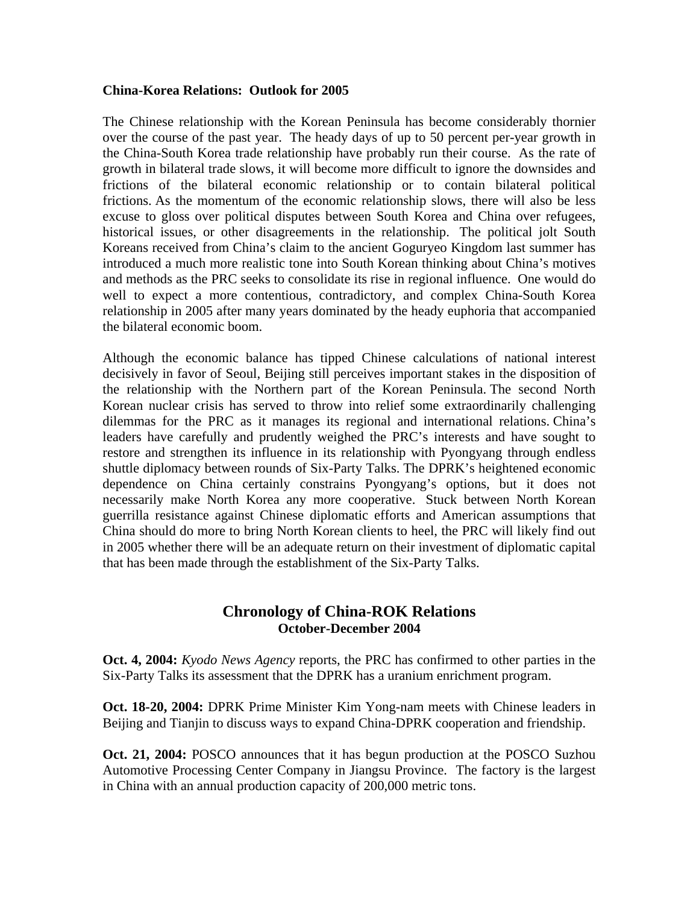**China-Korea Relations: Outlook for 2005**

The Chinese relationship with the Korean Peninsula has become considerably thornier over the course of the past year. The heady days of up to 50 percent per-year growth in the China-South Korea trade relationship have probably run their course. As the rate of growth in bilateral trade slows, it will become more difficult to ignore the downsides and frictions of the bilateral economic relationship or to contain bilateral political frictions. As the momentum of the economic relationship slows, there will also be less excuse to gloss over political disputes between South Korea and China over refugees, historical issues, or other disagreements in the relationship. The political jolt South Koreans received from China's claim to the ancient Goguryeo Kingdom last summer has introduced a much more realistic tone into South Korean thinking about China's motives and methods as the PRC seeks to consolidate its rise in regional influence. One would do well to expect a more contentious, contradictory, and complex China-South Korea relationship in 2005 after many years dominated by the heady euphoria that accompanied the bilateral economic boom.

Although the economic balance has tipped Chinese calculations of national interest decisively in favor of Seoul, Beijing still perceives important stakes in the disposition of the relationship with the Northern part of the Korean Peninsula. The second North Korean nuclear crisis has served to throw into relief some extraordinarily challenging dilemmas for the PRC as it manages its regional and international relations. China's leaders have carefully and prudently weighed the PRC's interests and have sought to restore and strengthen its influence in its relationship with Pyongyang through endless shuttle diplomacy between rounds of Six-Party Talks. The DPRK's heightened economic dependence on China certainly constrains Pyongyang's options, but it does not necessarily make North Korea any more cooperative. Stuck between North Korean guerrilla resistance against Chinese diplomatic efforts and American assumptions that China should do more to bring North Korean clients to heel, the PRC will likely find out in 2005 whether there will be an adequate return on their investment of diplomatic capital that has been made through the establishment of the Six-Party Talks.

## Chronology of China-ROK Relations
### October-December 2004

**Oct. 4, 2004:** *Kyodo News Agency* reports, the PRC has confirmed to other parties in the Six-Party Talks its assessment that the DPRK has a uranium enrichment program.

**Oct. 18-20, 2004:** DPRK Prime Minister Kim Yong-nam meets with Chinese leaders in Beijing and Tianjin to discuss ways to expand China-DPRK cooperation and friendship.

**Oct. 21, 2004:** POSCO announces that it has begun production at the POSCO Suzhou Automotive Processing Center Company in Jiangsu Province. The factory is the largest in China with an annual production capacity of 200,000 metric tons.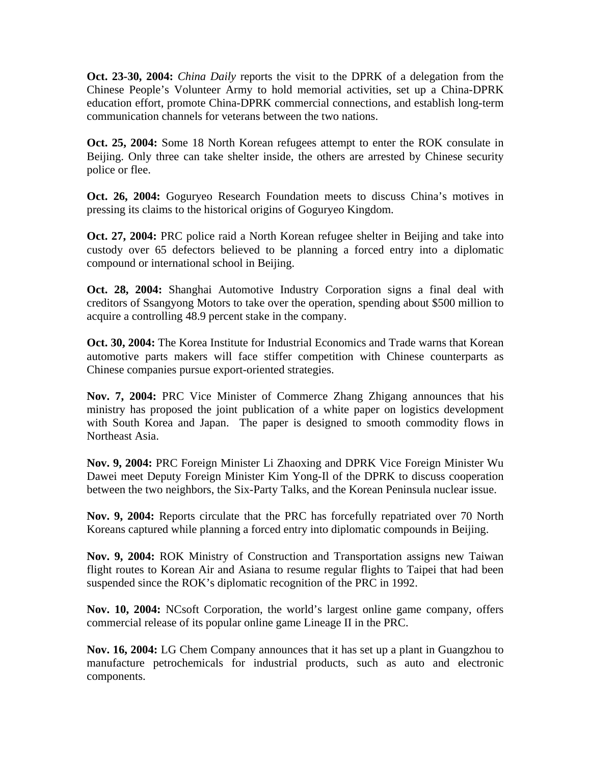**Oct. 23-30, 2004:** *China Daily* reports the visit to the DPRK of a delegation from the Chinese People's Volunteer Army to hold memorial activities, set up a China-DPRK education effort, promote China-DPRK commercial connections, and establish long-term communication channels for veterans between the two nations.

**Oct. 25, 2004:** Some 18 North Korean refugees attempt to enter the ROK consulate in Beijing. Only three can take shelter inside, the others are arrested by Chinese security police or flee.

**Oct. 26, 2004:** Goguryeo Research Foundation meets to discuss China's motives in pressing its claims to the historical origins of Goguryeo Kingdom.

**Oct. 27, 2004:** PRC police raid a North Korean refugee shelter in Beijing and take into custody over 65 defectors believed to be planning a forced entry into a diplomatic compound or international school in Beijing.

**Oct. 28, 2004:** Shanghai Automotive Industry Corporation signs a final deal with creditors of Ssangyong Motors to take over the operation, spending about $500 million to acquire a controlling 48.9 percent stake in the company.

**Oct. 30, 2004:** The Korea Institute for Industrial Economics and Trade warns that Korean automotive parts makers will face stiffer competition with Chinese counterparts as Chinese companies pursue export-oriented strategies.

**Nov. 7, 2004:** PRC Vice Minister of Commerce Zhang Zhigang announces that his ministry has proposed the joint publication of a white paper on logistics development with South Korea and Japan. The paper is designed to smooth commodity flows in Northeast Asia.

**Nov. 9, 2004:** PRC Foreign Minister Li Zhaoxing and DPRK Vice Foreign Minister Wu Dawei meet Deputy Foreign Minister Kim Yong-Il of the DPRK to discuss cooperation between the two neighbors, the Six-Party Talks, and the Korean Peninsula nuclear issue.

**Nov. 9, 2004:** Reports circulate that the PRC has forcefully repatriated over 70 North Koreans captured while planning a forced entry into diplomatic compounds in Beijing.

**Nov. 9, 2004:** ROK Ministry of Construction and Transportation assigns new Taiwan flight routes to Korean Air and Asiana to resume regular flights to Taipei that had been suspended since the ROK's diplomatic recognition of the PRC in 1992.

**Nov. 10, 2004:** NCsoft Corporation, the world's largest online game company, offers commercial release of its popular online game Lineage II in the PRC.

**Nov. 16, 2004:** LG Chem Company announces that it has set up a plant in Guangzhou to manufacture petrochemicals for industrial products, such as auto and electronic components.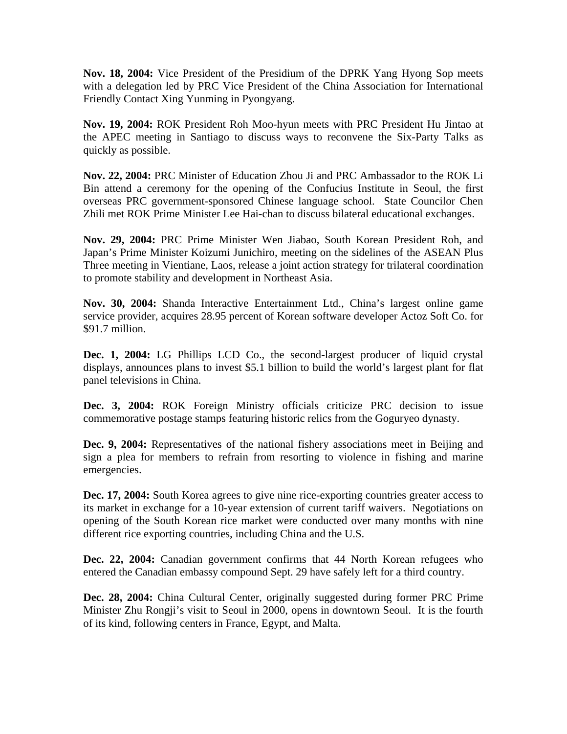**Nov. 18, 2004:** Vice President of the Presidium of the DPRK Yang Hyong Sop meets with a delegation led by PRC Vice President of the China Association for International Friendly Contact Xing Yunming in Pyongyang.

**Nov. 19, 2004:** ROK President Roh Moo-hyun meets with PRC President Hu Jintao at the APEC meeting in Santiago to discuss ways to reconvene the Six-Party Talks as quickly as possible.

**Nov. 22, 2004:** PRC Minister of Education Zhou Ji and PRC Ambassador to the ROK Li Bin attend a ceremony for the opening of the Confucius Institute in Seoul, the first overseas PRC government-sponsored Chinese language school. State Councilor Chen Zhili met ROK Prime Minister Lee Hai-chan to discuss bilateral educational exchanges.

**Nov. 29, 2004:** PRC Prime Minister Wen Jiabao, South Korean President Roh, and Japan's Prime Minister Koizumi Junichiro, meeting on the sidelines of the ASEAN Plus Three meeting in Vientiane, Laos, release a joint action strategy for trilateral coordination to promote stability and development in Northeast Asia.

**Nov. 30, 2004:** Shanda Interactive Entertainment Ltd., China's largest online game service provider, acquires 28.95 percent of Korean software developer Actoz Soft Co. for $91.7 million.

**Dec. 1, 2004:** LG Phillips LCD Co., the second-largest producer of liquid crystal displays, announces plans to invest $5.1 billion to build the world's largest plant for flat panel televisions in China.

**Dec. 3, 2004:** ROK Foreign Ministry officials criticize PRC decision to issue commemorative postage stamps featuring historic relics from the Goguryeo dynasty.

**Dec. 9, 2004:** Representatives of the national fishery associations meet in Beijing and sign a plea for members to refrain from resorting to violence in fishing and marine emergencies.

**Dec. 17, 2004:** South Korea agrees to give nine rice-exporting countries greater access to its market in exchange for a 10-year extension of current tariff waivers. Negotiations on opening of the South Korean rice market were conducted over many months with nine different rice exporting countries, including China and the U.S.

**Dec. 22, 2004:** Canadian government confirms that 44 North Korean refugees who entered the Canadian embassy compound Sept. 29 have safely left for a third country.

**Dec. 28, 2004:** China Cultural Center, originally suggested during former PRC Prime Minister Zhu Rongji's visit to Seoul in 2000, opens in downtown Seoul. It is the fourth of its kind, following centers in France, Egypt, and Malta.